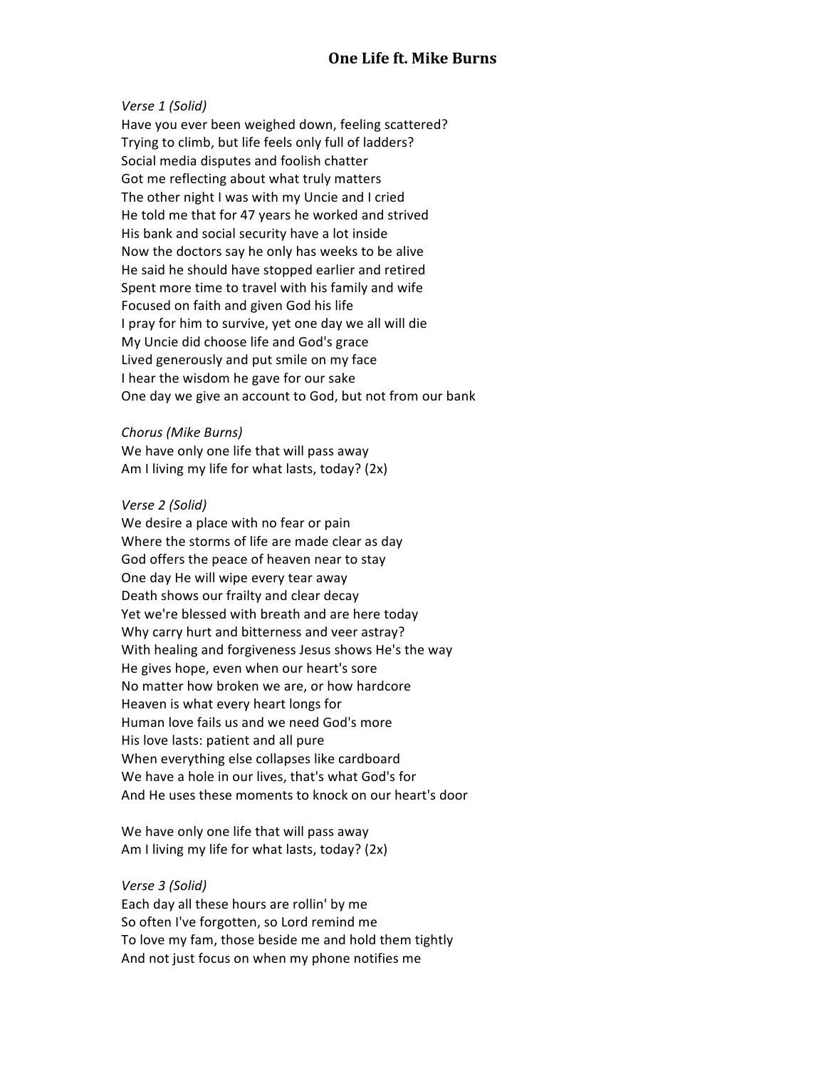# One Life ft. Mike Burns

*Verse 1 (Solid)*

Have you ever been weighed down, feeling scattered?
Trying to climb, but life feels only full of ladders?
Social media disputes and foolish chatter
Got me reflecting about what truly matters
The other night I was with my Uncie and I cried
He told me that for 47 years he worked and strived
His bank and social security have a lot inside
Now the doctors say he only has weeks to be alive
He said he should have stopped earlier and retired
Spent more time to travel with his family and wife
Focused on faith and given God his life
I pray for him to survive, yet one day we all will die
My Uncie did choose life and God's grace
Lived generously and put smile on my face
I hear the wisdom he gave for our sake
One day we give an account to God, but not from our bank

*Chorus (Mike Burns)*

We have only one life that will pass away
Am I living my life for what lasts, today? (2x)

*Verse 2 (Solid)*

We desire a place with no fear or pain
Where the storms of life are made clear as day
God offers the peace of heaven near to stay
One day He will wipe every tear away
Death shows our frailty and clear decay
Yet we're blessed with breath and are here today
Why carry hurt and bitterness and veer astray?
With healing and forgiveness Jesus shows He's the way
He gives hope, even when our heart's sore
No matter how broken we are, or how hardcore
Heaven is what every heart longs for
Human love fails us and we need God's more
His love lasts: patient and all pure
When everything else collapses like cardboard
We have a hole in our lives, that's what God's for
And He uses these moments to knock on our heart's door

We have only one life that will pass away
Am I living my life for what lasts, today? (2x)

*Verse 3 (Solid)*

Each day all these hours are rollin' by me
So often I've forgotten, so Lord remind me
To love my fam, those beside me and hold them tightly
And not just focus on when my phone notifies me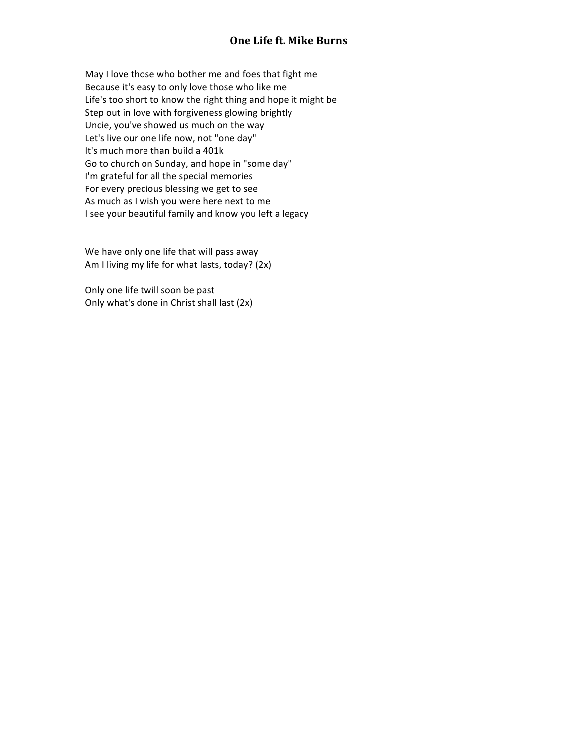# One Life ft. Mike Burns

May I love those who bother me and foes that fight me
Because it's easy to only love those who like me
Life's too short to know the right thing and hope it might be
Step out in love with forgiveness glowing brightly
Uncie, you've showed us much on the way
Let's live our one life now, not "one day"
It's much more than build a 401k
Go to church on Sunday, and hope in "some day"
I'm grateful for all the special memories
For every precious blessing we get to see
As much as I wish you were here next to me
I see your beautiful family and know you left a legacy

We have only one life that will pass away
Am I living my life for what lasts, today? (2x)

Only one life twill soon be past
Only what's done in Christ shall last (2x)